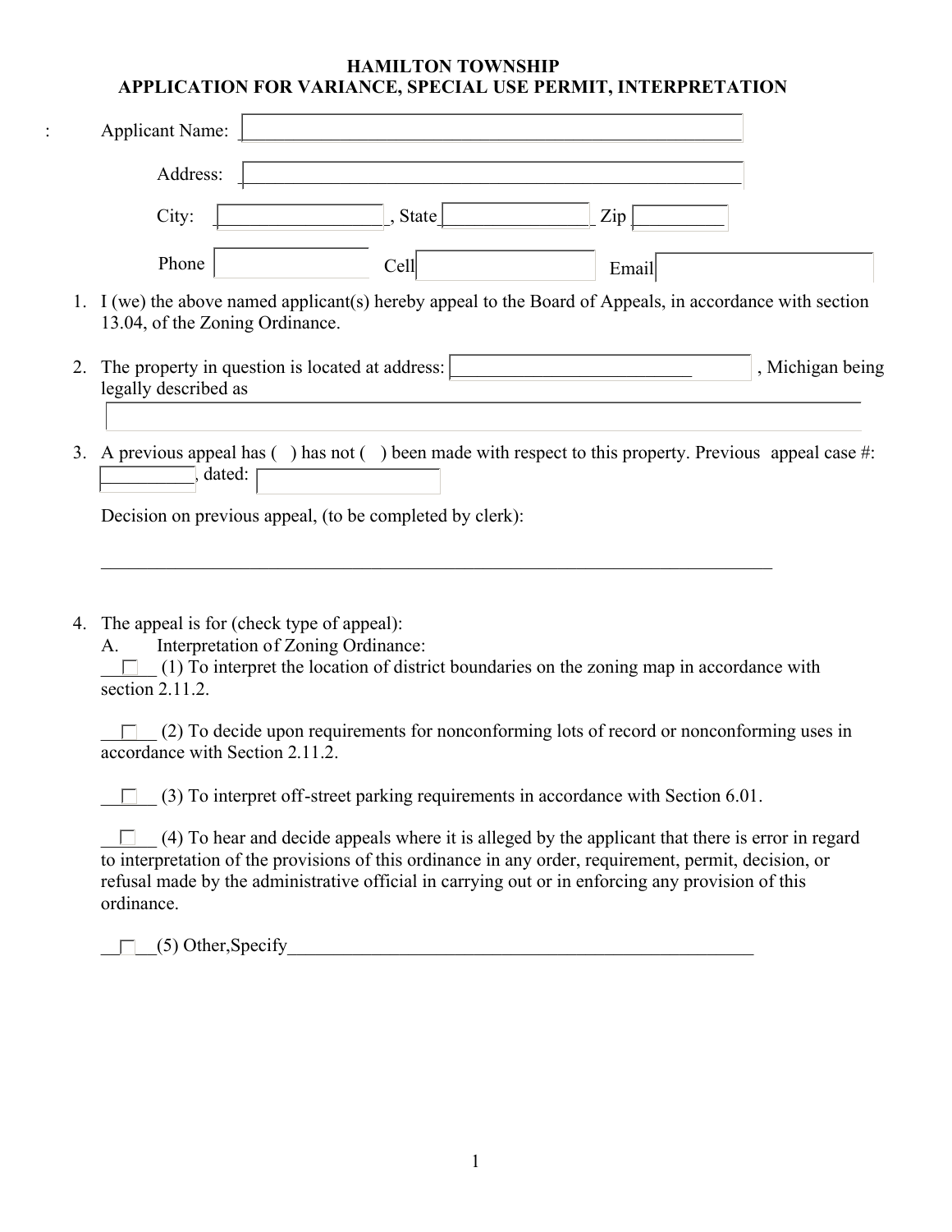# HAMILTON TOWNSHIP
## APPLICATION FOR VARIANCE, SPECIAL USE PERMIT, INTERPRETATION

Applicant Name: ______________________________

Address: ______________________________

City: __________________, State ________________ Zip __________

Phone ______________ Cell ______________ Email ______________

1. I (we) the above named applicant(s) hereby appeal to the Board of Appeals, in accordance with section 13.04, of the Zoning Ordinance.

2. The property in question is located at address: __________________________, Michigan being legally described as ________________________________________________

3. A previous appeal has ( ) has not ( ) been made with respect to this property. Previous appeal case #: __________, dated: ______________

   Decision on previous appeal, (to be completed by clerk):

   ________________________________________________________________________

4. The appeal is for (check type of appeal):

   A. Interpretation of Zoning Ordinance:

   ☐ (1) To interpret the location of district boundaries on the zoning map in accordance with section 2.11.2.

   ☐ (2) To decide upon requirements for nonconforming lots of record or nonconforming uses in accordance with Section 2.11.2.

   ☐ (3) To interpret off-street parking requirements in accordance with Section 6.01.

   ☐ (4) To hear and decide appeals where it is alleged by the applicant that there is error in regard to interpretation of the provisions of this ordinance in any order, requirement, permit, decision, or refusal made by the administrative official in carrying out or in enforcing any provision of this ordinance.

   ☐ (5) Other,Specify_____________________________________________________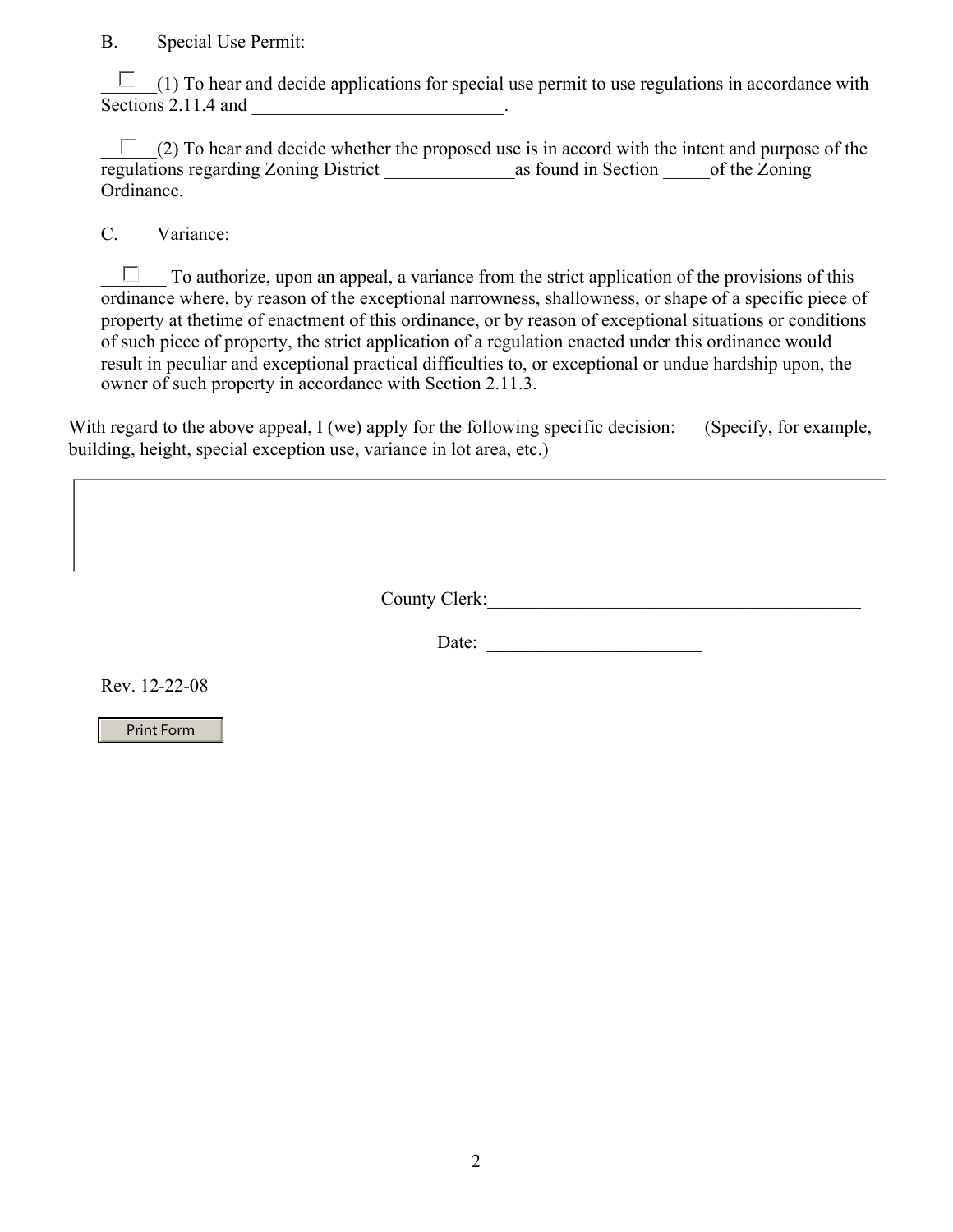B. Special Use Permit:

______(1) To hear and decide applications for special use permit to use regulations in accordance with Sections 2.11.4 and ___________________________.

______(2) To hear and decide whether the proposed use is in accord with the intent and purpose of the regulations regarding Zoning District ______________as found in Section _____of the Zoning Ordinance.

C. Variance:

_______ To authorize, upon an appeal, a variance from the strict application of the provisions of this ordinance where, by reason of the exceptional narrowness, shallowness, or shape of a specific piece of property at thetime of enactment of this ordinance, or by reason of exceptional situations or conditions of such piece of property, the strict application of a regulation enacted under this ordinance would result in peculiar and exceptional practical difficulties to, or exceptional or undue hardship upon, the owner of such property in accordance with Section 2.11.3.

With regard to the above appeal, I (we) apply for the following specific decision: (Specify, for example, building, height, special exception use, variance in lot area, etc.)

County Clerk:_________________________________________

Date: _______________________

Rev. 12-22-08

Print Form